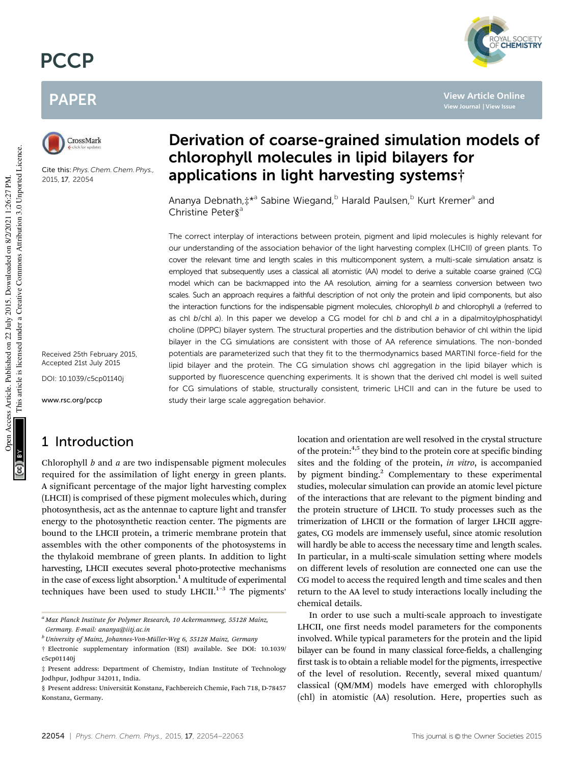# PCCP

## PAPER

Cite this: *Phys. Chem. Chem. Phys.*, 2015, 17, 22054

Received 25th February 2015, Accepted 21st July 2015

DOI: 10.1039/c5cp01140j

www.rsc.org/pccp

# Derivation of coarse-grained simulation models of chlorophyll molecules in lipid bilayers for applications in light harvesting systems†

Ananya Debnath,‡*[a] Sabine Wiegand,[b] Harald Paulsen,[b] Kurt Kremer[a] and Christine Peter§[a]

The correct interplay of interactions between protein, pigment and lipid molecules is highly relevant for our understanding of the association behavior of the light harvesting complex (LHCII) of green plants. To cover the relevant time and length scales in this multicomponent system, a multi-scale simulation ansatz is employed that subsequently uses a classical all atomistic (AA) model to derive a suitable coarse grained (CG) model which can be backmapped into the AA resolution, aiming for a seamless conversion between two scales. Such an approach requires a faithful description of not only the protein and lipid components, but also the interaction functions for the indispensable pigment molecules, chlorophyll *b* and chlorophyll *a* (referred to as chl *b*/chl *a*). In this paper we develop a CG model for chl *b* and chl *a* in a dipalmitoylphosphatidyl choline (DPPC) bilayer system. The structural properties and the distribution behavior of chl within the lipid bilayer in the CG simulations are consistent with those of AA reference simulations. The non-bonded potentials are parameterized such that they fit to the thermodynamics based MARTINI force-field for the lipid bilayer and the protein. The CG simulation shows chl aggregation in the lipid bilayer which is supported by fluorescence quenching experiments. It is shown that the derived chl model is well suited for CG simulations of stable, structurally consistent, trimeric LHCII and can in the future be used to study their large scale aggregation behavior.

## 1 Introduction

Chlorophyll *b* and *a* are two indispensable pigment molecules required for the assimilation of light energy in green plants. A significant percentage of the major light harvesting complex (LHCII) is comprised of these pigment molecules which, during photosynthesis, act as the antennae to capture light and transfer energy to the photosynthetic reaction center. The pigments are bound to the LHCII protein, a trimeric membrane protein that assembles with the other components of the photosystems in the thylakoid membrane of green plants. In addition to light harvesting, LHCII executes several photo-protective mechanisms in the case of excess light absorption.[1] A multitude of experimental techniques have been used to study LHCII.[1–3] The pigments' location and orientation are well resolved in the crystal structure of the protein:[4,5] they bind to the protein core at specific binding sites and the folding of the protein, *in vitro*, is accompanied by pigment binding.[2] Complementary to these experimental studies, molecular simulation can provide an atomic level picture of the interactions that are relevant to the pigment binding and the protein structure of LHCII. To study processes such as the trimerization of LHCII or the formation of larger LHCII aggregates, CG models are immensely useful, since atomic resolution will hardly be able to access the necessary time and length scales. In particular, in a multi-scale simulation setting where models on different levels of resolution are connected one can use the CG model to access the required length and time scales and then return to the AA level to study interactions locally including the chemical details.

In order to use such a multi-scale approach to investigate LHCII, one first needs model parameters for the components involved. While typical parameters for the protein and the lipid bilayer can be found in many classical force-fields, a challenging first task is to obtain a reliable model for the pigments, irrespective of the level of resolution. Recently, several mixed quantum/classical (QM/MM) models have emerged with chlorophylls (chl) in atomistic (AA) resolution. Here, properties such as

[a] Max Planck Institute for Polymer Research, 10 Ackermannweg, 55128 Mainz, Germany. E-mail: ananya@iitj.ac.in

[b] University of Mainz, Johannes-Von-Müller-Weg 6, 55128 Mainz, Germany

† Electronic supplementary information (ESI) available. See DOI: 10.1039/c5cp01140j

‡ Present address: Department of Chemistry, Indian Institute of Technology Jodhpur, Jodhpur 342011, India.

§ Present address: Universität Konstanz, Fachbereich Chemie, Fach 718, D-78457 Konstanz, Germany.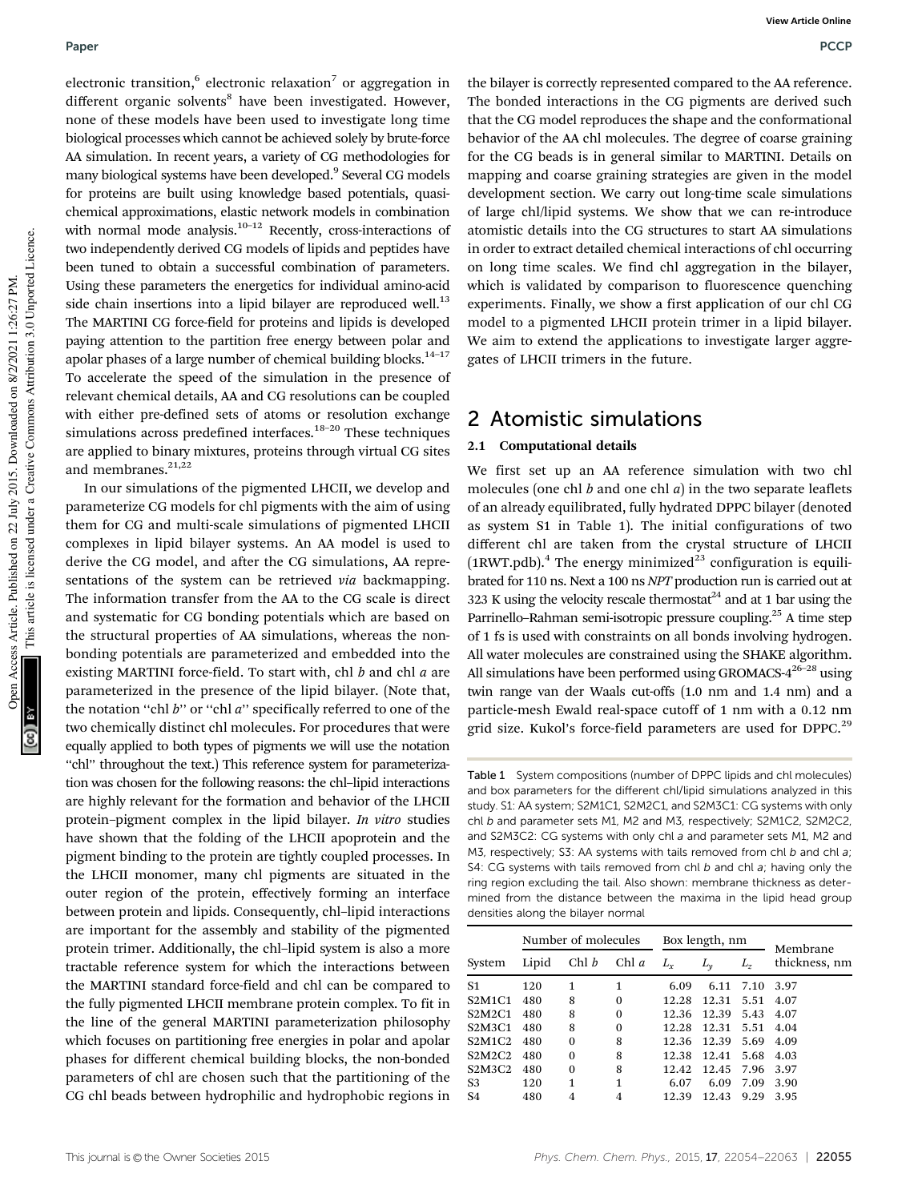electronic transition,[6] electronic relaxation[7] or aggregation in different organic solvents[8] have been investigated. However, none of these models have been used to investigate long time biological processes which cannot be achieved solely by brute-force AA simulation. In recent years, a variety of CG methodologies for many biological systems have been developed.[9] Several CG models for proteins are built using knowledge based potentials, quasi-chemical approximations, elastic network models in combination with normal mode analysis.[10–12] Recently, cross-interactions of two independently derived CG models of lipids and peptides have been tuned to obtain a successful combination of parameters. Using these parameters the energetics for individual amino-acid side chain insertions into a lipid bilayer are reproduced well.[13] The MARTINI CG force-field for proteins and lipids is developed paying attention to the partition free energy between polar and apolar phases of a large number of chemical building blocks.[14–17] To accelerate the speed of the simulation in the presence of relevant chemical details, AA and CG resolutions can be coupled with either pre-defined sets of atoms or resolution exchange simulations across predefined interfaces.[18–20] These techniques are applied to binary mixtures, proteins through virtual CG sites and membranes.[21,22]

In our simulations of the pigmented LHCII, we develop and parameterize CG models for chl pigments with the aim of using them for CG and multi-scale simulations of pigmented LHCII complexes in lipid bilayer systems. An AA model is used to derive the CG model, and after the CG simulations, AA representations of the system can be retrieved *via* backmapping. The information transfer from the AA to the CG scale is direct and systematic for CG bonding potentials which are based on the structural properties of AA simulations, whereas the non-bonding potentials are parameterized and embedded into the existing MARTINI force-field. To start with, chl *b* and chl *a* are parameterized in the presence of the lipid bilayer. (Note that, the notation "chl *b*" or "chl *a*" specifically referred to one of the two chemically distinct chl molecules. For procedures that were equally applied to both types of pigments we will use the notation "chl" throughout the text.) This reference system for parameterization was chosen for the following reasons: the chl–lipid interactions are highly relevant for the formation and behavior of the LHCII protein–pigment complex in the lipid bilayer. *In vitro* studies have shown that the folding of the LHCII apoprotein and the pigment binding to the protein are tightly coupled processes. In the LHCII monomer, many chl pigments are situated in the outer region of the protein, effectively forming an interface between protein and lipids. Consequently, chl–lipid interactions are important for the assembly and stability of the pigmented protein trimer. Additionally, the chl–lipid system is also a more tractable reference system for which the interactions between the MARTINI standard force-field and chl can be compared to the fully pigmented LHCII membrane protein complex. To fit in the line of the general MARTINI parameterization philosophy which focuses on partitioning free energies in polar and apolar phases for different chemical building blocks, the non-bonded parameters of chl are chosen such that the partitioning of the CG chl beads between hydrophilic and hydrophobic regions in the bilayer is correctly represented compared to the AA reference. The bonded interactions in the CG pigments are derived such that the CG model reproduces the shape and the conformational behavior of the AA chl molecules. The degree of coarse graining for the CG beads is in general similar to MARTINI. Details on mapping and coarse graining strategies are given in the model development section. We carry out long-time scale simulations of large chl/lipid systems. We show that we can re-introduce atomistic details into the CG structures to start AA simulations in order to extract detailed chemical interactions of chl occurring on long time scales. We find chl aggregation in the bilayer, which is validated by comparison to fluorescence quenching experiments. Finally, we show a first application of our chl CG model to a pigmented LHCII protein trimer in a lipid bilayer. We aim to extend the applications to investigate larger aggregates of LHCII trimers in the future.

# 2 Atomistic simulations

## 2.1 Computational details

We first set up an AA reference simulation with two chl molecules (one chl *b* and one chl *a*) in the two separate leaflets of an already equilibrated, fully hydrated DPPC bilayer (denoted as system S1 in Table 1). The initial configurations of two different chl are taken from the crystal structure of LHCII (1RWT.pdb).[4] The energy minimized[23] configuration is equilibrated for 110 ns. Next a 100 ns *NPT* production run is carried out at 323 K using the velocity rescale thermostat[24] and at 1 bar using the Parrinello–Rahman semi-isotropic pressure coupling.[25] A time step of 1 fs is used with constraints on all bonds involving hydrogen. All water molecules are constrained using the SHAKE algorithm. All simulations have been performed using GROMACS-4[26–28] using twin range van der Waals cut-offs (1.0 nm and 1.4 nm) and a particle-mesh Ewald real-space cutoff of 1 nm with a 0.12 nm grid size. Kukol's force-field parameters are used for DPPC.[29]

Table 1 System compositions (number of DPPC lipids and chl molecules) and box parameters for the different chl/lipid systems analyzed in this study. S1: AA system; S2M1C1, S2M2C1, and S2M3C1: CG systems with only chl *b* and parameter sets M1, M2 and M3, respectively; S2M1C2, S2M2C2, and S2M3C2: CG systems with only chl *a* and parameter sets M1, M2 and M3, respectively; S3: AA systems with tails removed from chl *b* and chl *a*; S4: CG systems with tails removed from chl *b* and chl *a*; having only the ring region excluding the tail. Also shown: membrane thickness as determined from the distance between the maxima in the lipid head group densities along the bilayer normal

| | Number of molecules | | | Box length, nm | | | Membrane thickness, nm |
|---|---|---|---|---|---|---|---|
| System | Lipid | Chl *b* | Chl *a* | $L_x$ | $L_y$ | $L_z$ | |
| S1 | 120 | 1 | 1 | 6.09 | 6.11 | 7.10 | 3.97 |
| S2M1C1 | 480 | 8 | 0 | 12.28 | 12.31 | 5.51 | 4.07 |
| S2M2C1 | 480 | 8 | 0 | 12.36 | 12.39 | 5.43 | 4.07 |
| S2M3C1 | 480 | 8 | 0 | 12.28 | 12.31 | 5.51 | 4.04 |
| S2M1C2 | 480 | 0 | 8 | 12.36 | 12.39 | 5.69 | 4.09 |
| S2M2C2 | 480 | 0 | 8 | 12.38 | 12.41 | 5.68 | 4.03 |
| S2M3C2 | 480 | 0 | 8 | 12.42 | 12.45 | 7.96 | 3.97 |
| S3 | 120 | 1 | 1 | 6.07 | 6.09 | 7.09 | 3.90 |
| S4 | 480 | 4 | 4 | 12.39 | 12.43 | 9.29 | 3.95 |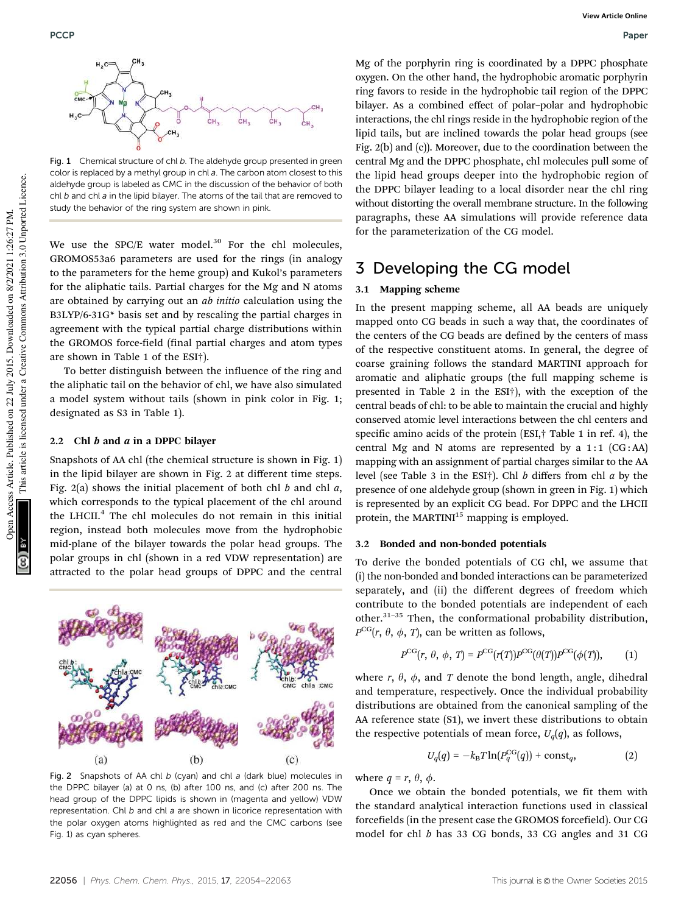Fig. 1 Chemical structure of chl *b*. The aldehyde group presented in green color is replaced by a methyl group in chl *a*. The carbon atom closest to this aldehyde group is labeled as CMC in the discussion of the behavior of both chl *b* and chl *a* in the lipid bilayer. The atoms of the tail that are removed to study the behavior of the ring system are shown in pink.

We use the SPC/E water model.[30] For the chl molecules, GROMOS53a6 parameters are used for the rings (in analogy to the parameters for the heme group) and Kukol's parameters for the aliphatic tails. Partial charges for the Mg and N atoms are obtained by carrying out an *ab initio* calculation using the B3LYP/6-31G* basis set and by rescaling the partial charges in agreement with the typical partial charge distributions within the GROMOS force-field (final partial charges and atom types are shown in Table 1 of the ESI†).

To better distinguish between the influence of the ring and the aliphatic tail on the behavior of chl, we have also simulated a model system without tails (shown in pink color in Fig. 1; designated as S3 in Table 1).

### 2.2 Chl *b* and *a* in a DPPC bilayer

Snapshots of AA chl (the chemical structure is shown in Fig. 1) in the lipid bilayer are shown in Fig. 2 at different time steps. Fig. 2(a) shows the initial placement of both chl *b* and chl *a*, which corresponds to the typical placement of the chl around the LHCII.[4] The chl molecules do not remain in this initial region, instead both molecules move from the hydrophobic mid-plane of the bilayer towards the polar head groups. The polar groups in chl (shown in a red VDW representation) are attracted to the polar head groups of DPPC and the central Mg of the porphyrin ring is coordinated by a DPPC phosphate oxygen. On the other hand, the hydrophobic aromatic porphyrin ring favors to reside in the hydrophobic tail region of the DPPC bilayer. As a combined effect of polar–polar and hydrophobic interactions, the chl rings reside in the hydrophobic region of the lipid tails, but are inclined towards the polar head groups (see Fig. 2(b) and (c)). Moreover, due to the coordination between the central Mg and the DPPC phosphate, chl molecules pull some of the lipid head groups deeper into the hydrophobic region of the DPPC bilayer leading to a local disorder near the chl ring without distorting the overall membrane structure. In the following paragraphs, these AA simulations will provide reference data for the parameterization of the CG model.

Fig. 2 Snapshots of AA chl *b* (cyan) and chl *a* (dark blue) molecules in the DPPC bilayer (a) at 0 ns, (b) after 100 ns and (c) after 200 ns. The head group of the DPPC lipids is shown in (magenta and yellow) VDW representation. Chl *b* and chl *a* are shown in licorice representation with the polar oxygen atoms highlighted as red and the CMC carbons (see Fig. 1) as cyan spheres.

## 3 Developing the CG model

### 3.1 Mapping scheme

In the present mapping scheme, all AA beads are uniquely mapped onto CG beads in such a way that, the coordinates of the centers of the CG beads are defined by the centers of mass of the respective constituent atoms. In general, the degree of coarse graining follows the standard MARTINI approach for aromatic and aliphatic groups (the full mapping scheme is presented in Table 2 in the ESI†), with the exception of the central beads of chl: to be able to maintain the crucial and highly conserved atomic level interactions between the chl centers and specific amino acids of the protein (ESI,† Table 1 in ref. 4), the central Mg and N atoms are represented by a 1 : 1 (CG : AA) mapping with an assignment of partial charges similar to the AA level (see Table 3 in the ESI†). Chl *b* differs from chl *a* by the presence of one aldehyde group (shown in green in Fig. 1) which is represented by an explicit CG bead. For DPPC and the LHCII protein, the MARTINI[15] mapping is employed.

### 3.2 Bonded and non-bonded potentials

To derive the bonded potentials of CG chl, we assume that (i) the non-bonded and bonded interactions can be parameterized separately, and (ii) the different degrees of freedom which contribute to the bonded potentials are independent of each other.[31–35] Then, the conformational probability distribution, $P^{\mathrm{CG}}(r, \theta, \phi, T)$, can be written as follows,

$$P^{\mathrm{CG}}(r, \theta, \phi, T) = P^{\mathrm{CG}}(r(T))P^{\mathrm{CG}}(\theta(T))P^{\mathrm{CG}}(\phi(T)), \qquad (1)$$

where $r$, $\theta$, $\phi$, and $T$ denote the bond length, angle, dihedral and temperature, respectively. Once the individual probability distributions are obtained from the canonical sampling of the AA reference state (S1), we invert these distributions to obtain the respective potentials of mean force, $U_q(q)$, as follows,

$$U_q(q) = -k_{\mathrm{B}}T\ln(P_q^{\mathrm{CG}}(q)) + \mathrm{const}_q, \qquad (2)$$

where $q = r, \theta, \phi$.

Once we obtain the bonded potentials, we fit them with the standard analytical interaction functions used in classical forcefields (in the present case the GROMOS forcefield). Our CG model for chl *b* has 33 CG bonds, 33 CG angles and 31 CG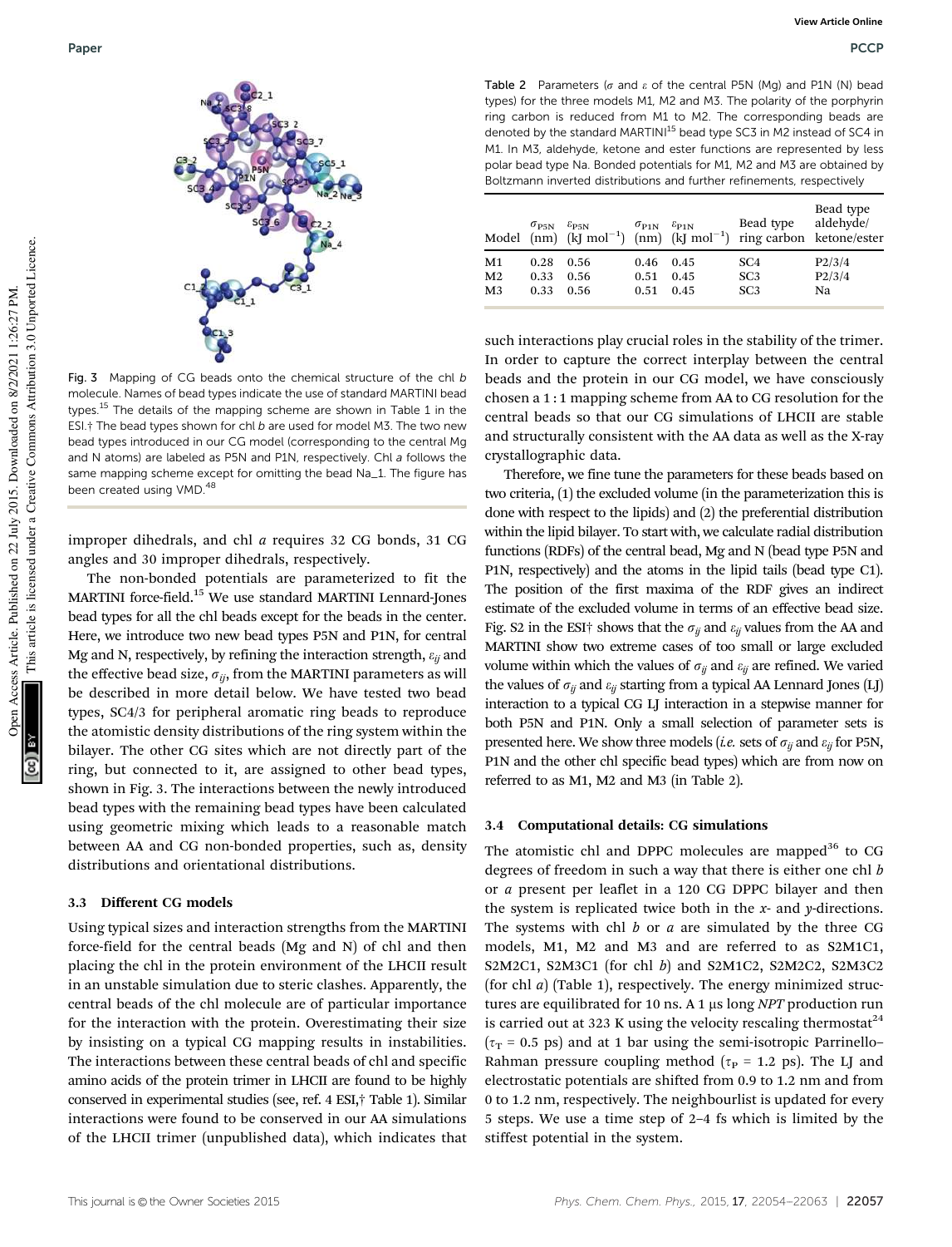Fig. 3 Mapping of CG beads onto the chemical structure of the chl *b* molecule. Names of bead types indicate the use of standard MARTINI bead types.[15] The details of the mapping scheme are shown in Table 1 in the ESI.† The bead types shown for chl *b* are used for model M3. The two new bead types introduced in our CG model (corresponding to the central Mg and N atoms) are labeled as P5N and P1N, respectively. Chl *a* follows the same mapping scheme except for omitting the bead Na_1. The figure has been created using VMD.[48]

improper dihedrals, and chl *a* requires 32 CG bonds, 31 CG angles and 30 improper dihedrals, respectively.

The non-bonded potentials are parameterized to fit the MARTINI force-field.[15] We use standard MARTINI Lennard-Jones bead types for all the chl beads except for the beads in the center. Here, we introduce two new bead types P5N and P1N, for central Mg and N, respectively, by refining the interaction strength, $\varepsilon_{ij}$ and the effective bead size, $\sigma_{ij}$, from the MARTINI parameters as will be described in more detail below. We have tested two bead types, SC4/3 for peripheral aromatic ring beads to reproduce the atomistic density distributions of the ring system within the bilayer. The other CG sites which are not directly part of the ring, but connected to it, are assigned to other bead types, shown in Fig. 3. The interactions between the newly introduced bead types with the remaining bead types have been calculated using geometric mixing which leads to a reasonable match between AA and CG non-bonded properties, such as, density distributions and orientational distributions.

### 3.3 Different CG models

Using typical sizes and interaction strengths from the MARTINI force-field for the central beads (Mg and N) of chl and then placing the chl in the protein environment of the LHCII result in an unstable simulation due to steric clashes. Apparently, the central beads of the chl molecule are of particular importance for the interaction with the protein. Overestimating their size by insisting on a typical CG mapping results in instabilities. The interactions between these central beads of chl and specific amino acids of the protein trimer in LHCII are found to be highly conserved in experimental studies (see, ref. 4 ESI,† Table 1). Similar interactions were found to be conserved in our AA simulations of the LHCII trimer (unpublished data), which indicates that such interactions play crucial roles in the stability of the trimer. In order to capture the correct interplay between the central beads and the protein in our CG model, we have consciously chosen a 1 : 1 mapping scheme from AA to CG resolution for the central beads so that our CG simulations of LHCII are stable and structurally consistent with the AA data as well as the X-ray crystallographic data.

Therefore, we fine tune the parameters for these beads based on two criteria, (1) the excluded volume (in the parameterization this is done with respect to the lipids) and (2) the preferential distribution within the lipid bilayer. To start with, we calculate radial distribution functions (RDFs) of the central bead, Mg and N (bead type P5N and P1N, respectively) and the atoms in the lipid tails (bead type C1). The position of the first maxima of the RDF gives an indirect estimate of the excluded volume in terms of an effective bead size. Fig. S2 in the ESI† shows that the $\sigma_{ij}$ and $\varepsilon_{ij}$ values from the AA and MARTINI show two extreme cases of too small or large excluded volume within which the values of $\sigma_{ij}$ and $\varepsilon_{ij}$ are refined. We varied the values of $\sigma_{ij}$ and $\varepsilon_{ij}$ starting from a typical AA Lennard Jones (LJ) interaction to a typical CG LJ interaction in a stepwise manner for both P5N and P1N. Only a small selection of parameter sets is presented here. We show three models (*i.e.* sets of $\sigma_{ij}$ and $\varepsilon_{ij}$ for P5N, P1N and the other chl specific bead types) which are from now on referred to as M1, M2 and M3 (in Table 2).

Table 2 Parameters ($\sigma$ and $\varepsilon$ of the central P5N (Mg) and P1N (N) bead types) for the three models M1, M2 and M3. The polarity of the porphyrin ring carbon is reduced from M1 to M2. The corresponding beads are denoted by the standard MARTINI[15] bead type SC3 in M2 instead of SC4 in M1. In M3, aldehyde, ketone and ester functions are represented by less polar bead type Na. Bonded potentials for M1, M2 and M3 are obtained by Boltzmann inverted distributions and further refinements, respectively

| Model | $\sigma_{P5N}$ (nm) | $\varepsilon_{P5N}$ (kJ mol$^{-1}$) | $\sigma_{P1N}$ (nm) | $\varepsilon_{P1N}$ (kJ mol$^{-1}$) | Bead type ring carbon | Bead type aldehyde/ketone/ester |
|---|---|---|---|---|---|---|
| M1 | 0.28 | 0.56 | 0.46 | 0.45 | SC4 | P2/3/4 |
| M2 | 0.33 | 0.56 | 0.51 | 0.45 | SC3 | P2/3/4 |
| M3 | 0.33 | 0.56 | 0.51 | 0.45 | SC3 | Na |

### 3.4 Computational details: CG simulations

The atomistic chl and DPPC molecules are mapped[36] to CG degrees of freedom in such a way that there is either one chl *b* or *a* present per leaflet in a 120 CG DPPC bilayer and then the system is replicated twice both in the *x*- and *y*-directions. The systems with chl *b* or *a* are simulated by the three CG models, M1, M2 and M3 and are referred to as S2M1C1, S2M2C1, S2M3C1 (for chl *b*) and S2M1C2, S2M2C2, S2M3C2 (for chl *a*) (Table 1), respectively. The energy minimized structures are equilibrated for 10 ns. A 1 μs long *NPT* production run is carried out at 323 K using the velocity rescaling thermostat[24] ($\tau_T$ = 0.5 ps) and at 1 bar using the semi-isotropic Parrinello–Rahman pressure coupling method ($\tau_P$ = 1.2 ps). The LJ and electrostatic potentials are shifted from 0.9 to 1.2 nm and from 0 to 1.2 nm, respectively. The neighbourlist is updated for every 5 steps. We use a time step of 2–4 fs which is limited by the stiffest potential in the system.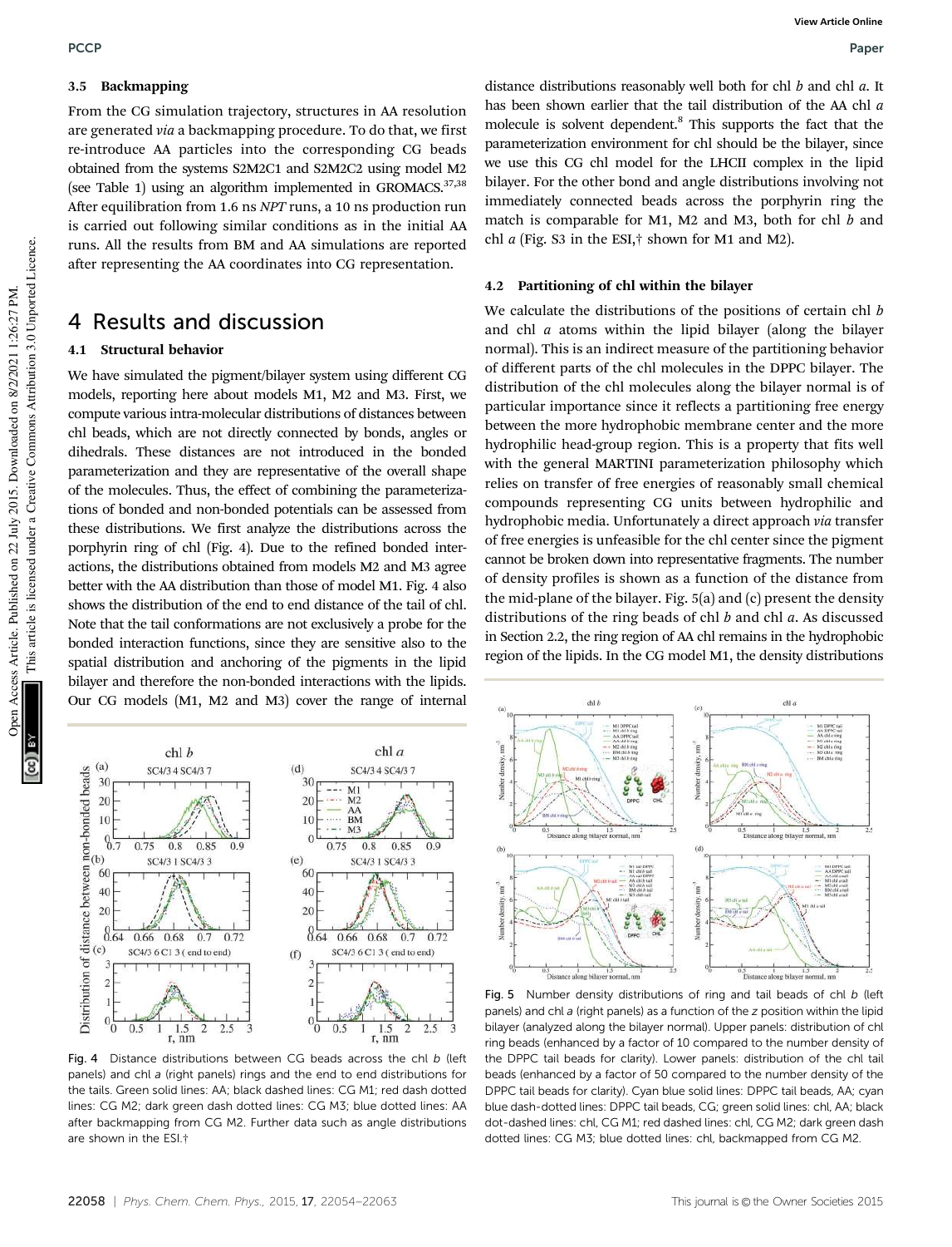### 3.5 Backmapping

From the CG simulation trajectory, structures in AA resolution are generated *via* a backmapping procedure. To do that, we first re-introduce AA particles into the corresponding CG beads obtained from the systems S2M2C1 and S2M2C2 using model M2 (see Table 1) using an algorithm implemented in GROMACS.[37,38] After equilibration from 1.6 ns *NPT* runs, a 10 ns production run is carried out following similar conditions as in the initial AA runs. All the results from BM and AA simulations are reported after representing the AA coordinates into CG representation.

## 4 Results and discussion

### 4.1 Structural behavior

We have simulated the pigment/bilayer system using different CG models, reporting here about models M1, M2 and M3. First, we compute various intra-molecular distributions of distances between chl beads, which are not directly connected by bonds, angles or dihedrals. These distances are not introduced in the bonded parameterization and they are representative of the overall shape of the molecules. Thus, the effect of combining the parameterizations of bonded and non-bonded potentials can be assessed from these distributions. We first analyze the distributions across the porphyrin ring of chl (Fig. 4). Due to the refined bonded interactions, the distributions obtained from models M2 and M3 agree better with the AA distribution than those of model M1. Fig. 4 also shows the distribution of the end to end distance of the tail of chl. Note that the tail conformations are not exclusively a probe for the bonded interaction functions, since they are sensitive also to the spatial distribution and anchoring of the pigments in the lipid bilayer and therefore the non-bonded interactions with the lipids. Our CG models (M1, M2 and M3) cover the range of internal distance distributions reasonably well both for chl *b* and chl *a*. It has been shown earlier that the tail distribution of the AA chl *a* molecule is solvent dependent.[8] This supports the fact that the parameterization environment for chl should be the bilayer, since we use this CG chl model for the LHCII complex in the lipid bilayer. For the other bond and angle distributions involving not immediately connected beads across the porphyrin ring the match is comparable for M1, M2 and M3, both for chl *b* and chl *a* (Fig. S3 in the ESI,† shown for M1 and M2).

Fig. 4 Distance distributions between CG beads across the chl *b* (left panels) and chl *a* (right panels) rings and the end to end distributions for the tails. Green solid lines: AA; black dashed lines: CG M1; red dash dotted lines: CG M2; dark green dash dotted lines: CG M3; blue dotted lines: AA after backmapping from CG M2. Further data such as angle distributions are shown in the ESI.†

### 4.2 Partitioning of chl within the bilayer

We calculate the distributions of the positions of certain chl *b* and chl *a* atoms within the lipid bilayer (along the bilayer normal). This is an indirect measure of the partitioning behavior of different parts of the chl molecules in the DPPC bilayer. The distribution of the chl molecules along the bilayer normal is of particular importance since it reflects a partitioning free energy between the more hydrophobic membrane center and the more hydrophilic head-group region. This is a property that fits well with the general MARTINI parameterization philosophy which relies on transfer of free energies of reasonably small chemical compounds representing CG units between hydrophilic and hydrophobic media. Unfortunately a direct approach *via* transfer of free energies is unfeasible for the chl center since the pigment cannot be broken down into representative fragments. The number of density profiles is shown as a function of the distance from the mid-plane of the bilayer. Fig. 5(a) and (c) present the density distributions of the ring beads of chl *b* and chl *a*. As discussed in Section 2.2, the ring region of AA chl remains in the hydrophobic region of the lipids. In the CG model M1, the density distributions

Fig. 5 Number density distributions of ring and tail beads of chl *b* (left panels) and chl *a* (right panels) as a function of the *z* position within the lipid bilayer (analyzed along the bilayer normal). Upper panels: distribution of chl ring beads (enhanced by a factor of 10 compared to the number density of the DPPC tail beads for clarity). Lower panels: distribution of the chl tail beads (enhanced by a factor of 50 compared to the number density of the DPPC tail beads for clarity). Cyan blue solid lines: DPPC tail beads, AA; cyan blue dash-dotted lines: DPPC tail beads, CG; green solid lines: chl, AA; black dot-dashed lines: chl, CG M1; red dashed lines: chl, CG M2; dark green dash dotted lines: CG M3; blue dotted lines: chl, backmapped from CG M2.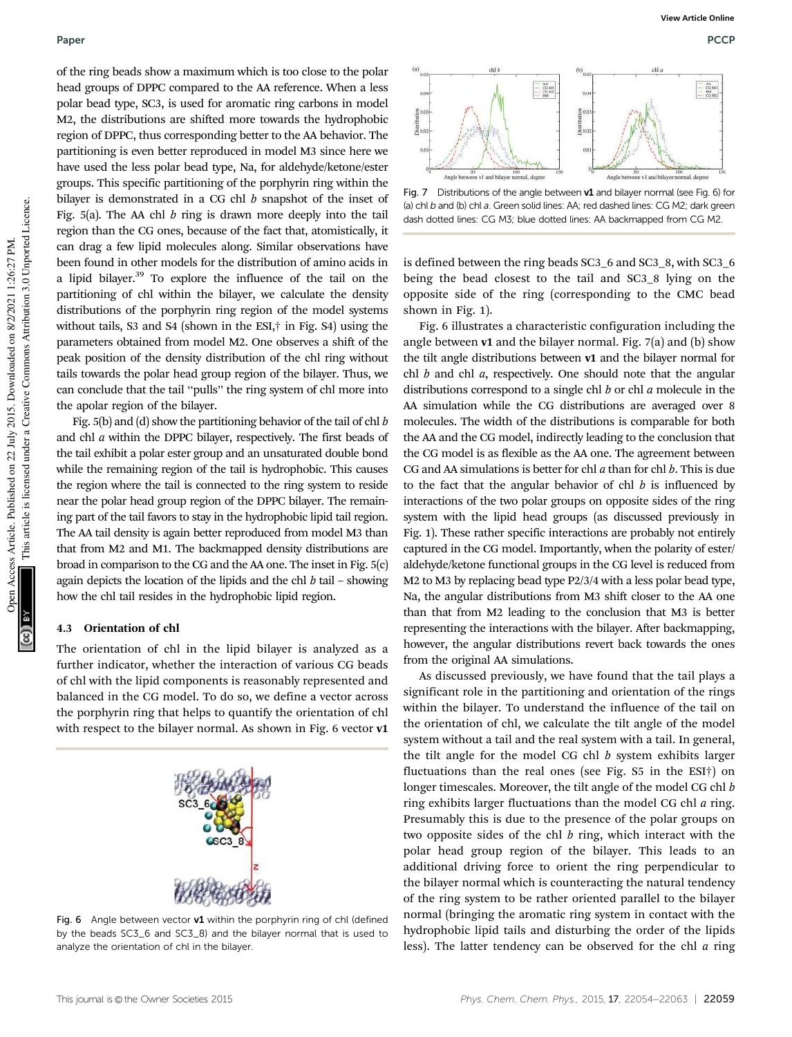of the ring beads show a maximum which is too close to the polar head groups of DPPC compared to the AA reference. When a less polar bead type, SC3, is used for aromatic ring carbons in model M2, the distributions are shifted more towards the hydrophobic region of DPPC, thus corresponding better to the AA behavior. The partitioning is even better reproduced in model M3 since here we have used the less polar bead type, Na, for aldehyde/ketone/ester groups. This specific partitioning of the porphyrin ring within the bilayer is demonstrated in a CG chl *b* snapshot of the inset of Fig. 5(a). The AA chl *b* ring is drawn more deeply into the tail region than the CG ones, because of the fact that, atomistically, it can drag a few lipid molecules along. Similar observations have been found in other models for the distribution of amino acids in a lipid bilayer.[39] To explore the influence of the tail on the partitioning of chl within the bilayer, we calculate the density distributions of the porphyrin ring region of the model systems without tails, S3 and S4 (shown in the ESI,† in Fig. S4) using the parameters obtained from model M2. One observes a shift of the peak position of the density distribution of the chl ring without tails towards the polar head group region of the bilayer. Thus, we can conclude that the tail "pulls" the ring system of chl more into the apolar region of the bilayer.

Fig. 5(b) and (d) show the partitioning behavior of the tail of chl *b* and chl *a* within the DPPC bilayer, respectively. The first beads of the tail exhibit a polar ester group and an unsaturated double bond while the remaining region of the tail is hydrophobic. This causes the region where the tail is connected to the ring system to reside near the polar head group region of the DPPC bilayer. The remaining part of the tail favors to stay in the hydrophobic lipid tail region. The AA tail density is again better reproduced from model M3 than that from M2 and M1. The backmapped density distributions are broad in comparison to the CG and the AA one. The inset in Fig. 5(c) again depicts the location of the lipids and the chl *b* tail – showing how the chl tail resides in the hydrophobic lipid region.

### 4.3 Orientation of chl

The orientation of chl in the lipid bilayer is analyzed as a further indicator, whether the interaction of various CG beads of chl with the lipid components is reasonably represented and balanced in the CG model. To do so, we define a vector across the porphyrin ring that helps to quantify the orientation of chl with respect to the bilayer normal. As shown in Fig. 6 vector **v1** is defined between the ring beads SC3_6 and SC3_8, with SC3_6 being the bead closest to the tail and SC3_8 lying on the opposite side of the ring (corresponding to the CMC bead shown in Fig. 1).

Fig. 6 Angle between vector **v1** within the porphyrin ring of chl (defined by the beads SC3_6 and SC3_8) and the bilayer normal that is used to analyze the orientation of chl in the bilayer.

Fig. 7 Distributions of the angle between **v1** and bilayer normal (see Fig. 6) for (a) chl *b* and (b) chl *a*. Green solid lines: AA; red dashed lines: CG M2; dark green dash dotted lines: CG M3; blue dotted lines: AA backmapped from CG M2.

Fig. 6 illustrates a characteristic configuration including the angle between **v1** and the bilayer normal. Fig. 7(a) and (b) show the tilt angle distributions between **v1** and the bilayer normal for chl *b* and chl *a*, respectively. One should note that the angular distributions correspond to a single chl *b* or chl *a* molecule in the AA simulation while the CG distributions are averaged over 8 molecules. The width of the distributions is comparable for both the AA and the CG model, indirectly leading to the conclusion that the CG model is as flexible as the AA one. The agreement between CG and AA simulations is better for chl *a* than for chl *b*. This is due to the fact that the angular behavior of chl *b* is influenced by interactions of the two polar groups on opposite sides of the ring system with the lipid head groups (as discussed previously in Fig. 1). These rather specific interactions are probably not entirely captured in the CG model. Importantly, when the polarity of ester/aldehyde/ketone functional groups in the CG level is reduced from M2 to M3 by replacing bead type P2/3/4 with a less polar bead type, Na, the angular distributions from M3 shift closer to the AA one than that from M2 leading to the conclusion that M3 is better representing the interactions with the bilayer. After backmapping, however, the angular distributions revert back towards the ones from the original AA simulations.

As discussed previously, we have found that the tail plays a significant role in the partitioning and orientation of the rings within the bilayer. To understand the influence of the tail on the orientation of chl, we calculate the tilt angle of the model system without a tail and the real system with a tail. In general, the tilt angle for the model CG chl *b* system exhibits larger fluctuations than the real ones (see Fig. S5 in the ESI†) on longer timescales. Moreover, the tilt angle of the model CG chl *b* ring exhibits larger fluctuations than the model CG chl *a* ring. Presumably this is due to the presence of the polar groups on two opposite sides of the chl *b* ring, which interact with the polar head group region of the bilayer. This leads to an additional driving force to orient the ring perpendicular to the bilayer normal which is counteracting the natural tendency of the ring system to be rather oriented parallel to the bilayer normal (bringing the aromatic ring system in contact with the hydrophobic lipid tails and disturbing the order of the lipids less). The latter tendency can be observed for the chl *a* ring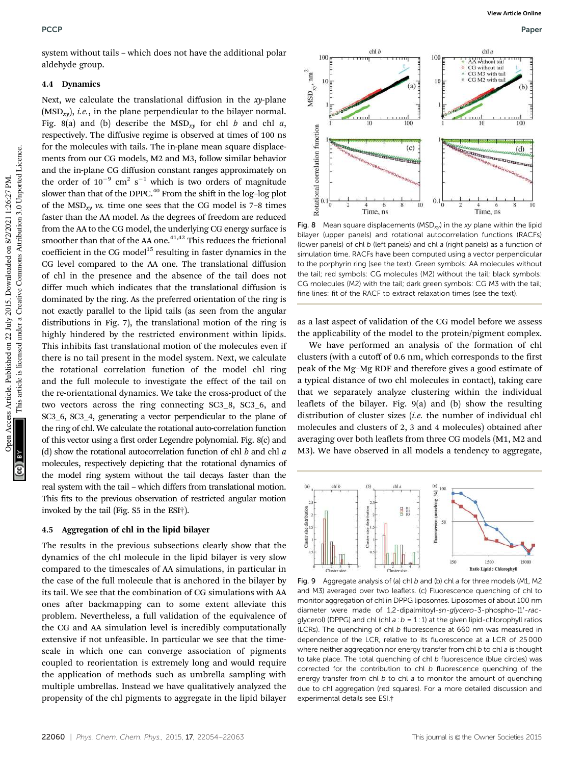system without tails – which does not have the additional polar aldehyde group.

### 4.4 Dynamics

Next, we calculate the translational diffusion in the *xy*-plane ($MSD_{xy}$), *i.e.*, in the plane perpendicular to the bilayer normal. Fig. 8(a) and (b) describe the $MSD_{xy}$ for chl *b* and chl *a*, respectively. The diffusive regime is observed at times of 100 ns for the molecules with tails. The in-plane mean square displacements from our CG models, M2 and M3, follow similar behavior and the in-plane CG diffusion constant ranges approximately on the order of $10^{-9}$ cm$^2$ s$^{-1}$ which is two orders of magnitude slower than that of the DPPC.[40] From the shift in the log–log plot of the $MSD_{xy}$ *vs.* time one sees that the CG model is 7–8 times faster than the AA model. As the degrees of freedom are reduced from the AA to the CG model, the underlying CG energy surface is smoother than that of the AA one.[41,42] This reduces the frictional coefficient in the CG model[15] resulting in faster dynamics in the CG level compared to the AA one. The translational diffusion of chl in the presence and the absence of the tail does not differ much which indicates that the translational diffusion is dominated by the ring. As the preferred orientation of the ring is not exactly parallel to the lipid tails (as seen from the angular distributions in Fig. 7), the translational motion of the ring is highly hindered by the restricted environment within lipids. This inhibits fast translational motion of the molecules even if there is no tail present in the model system. Next, we calculate the rotational correlation function of the model chl ring and the full molecule to investigate the effect of the tail on the re-orientational dynamics. We take the cross-product of the two vectors across the ring connecting SC3_8, SC3_6, and SC3_6, SC3_4, generating a vector perpendicular to the plane of the ring of chl. We calculate the rotational auto-correlation function of this vector using a first order Legendre polynomial. Fig. 8(c) and (d) show the rotational autocorrelation function of chl *b* and chl *a* molecules, respectively depicting that the rotational dynamics of the model ring system without the tail decays faster than the real system with the tail – which differs from translational motion. This fits to the previous observation of restricted angular motion invoked by the tail (Fig. S5 in the ESI†).

Fig. 8 Mean square displacements ($MSD_{xy}$) in the *xy* plane within the lipid bilayer (upper panels) and rotational autocorrelation functions (RACFs) (lower panels) of chl *b* (left panels) and chl *a* (right panels) as a function of simulation time. RACFs have been computed using a vector perpendicular to the porphyrin ring (see the text). Green symbols: AA molecules without the tail; red symbols: CG molecules (M2) without the tail; black symbols: CG molecules (M2) with the tail; dark green symbols: CG M3 with the tail; fine lines: fit of the RACF to extract relaxation times (see the text).

as a last aspect of validation of the CG model before we assess the applicability of the model to the protein/pigment complex.

### 4.5 Aggregation of chl in the lipid bilayer

The results in the previous subsections clearly show that the dynamics of the chl molecule in the lipid bilayer is very slow compared to the timescales of AA simulations, in particular in the case of the full molecule that is anchored in the bilayer by its tail. We see that the combination of CG simulations with AA ones after backmapping can to some extent alleviate this problem. Nevertheless, a full validation of the equivalence of the CG and AA simulation level is incredibly computationally extensive if not unfeasible. In particular we see that the timescale in which one can converge association of pigments coupled to reorientation is extremely long and would require the application of methods such as umbrella sampling with multiple umbrellas. Instead we have qualitatively analyzed the propensity of the chl pigments to aggregate in the lipid bilayer

We have performed an analysis of the formation of chl clusters (with a cutoff of 0.6 nm, which corresponds to the first peak of the Mg–Mg RDF and therefore gives a good estimate of a typical distance of two chl molecules in contact), taking care that we separately analyze clustering within the individual leaflets of the bilayer. Fig. 9(a) and (b) show the resulting distribution of cluster sizes (*i.e.* the number of individual chl molecules and clusters of 2, 3 and 4 molecules) obtained after averaging over both leaflets from three CG models (M1, M2 and M3). We have observed in all models a tendency to aggregate,

Fig. 9 Aggregate analysis of (a) chl *b* and (b) chl *a* for three models (M1, M2 and M3) averaged over two leaflets. (c) Fluorescence quenching of chl to monitor aggregation of chl in DPPG liposomes. Liposomes of about 100 nm diameter were made of 1,2-dipalmitoyl-*sn*-*glycero*-3-phospho-(1′-*rac*-glycerol) (DPPG) and chl (chl *a* : *b* = 1 : 1) at the given lipid–chlorophyll ratios (LCRs). The quenching of chl *b* fluorescence at 660 nm was measured in dependence of the LCR, relative to its fluorescence at a LCR of 25 000 where neither aggregation nor energy transfer from chl *b* to chl *a* is thought to take place. The total quenching of chl *b* fluorescence (blue circles) was corrected for the contribution to chl *b* fluorescence quenching of the energy transfer from chl *b* to chl *a* to monitor the amount of quenching due to chl aggregation (red squares). For a more detailed discussion and experimental details see ESI.†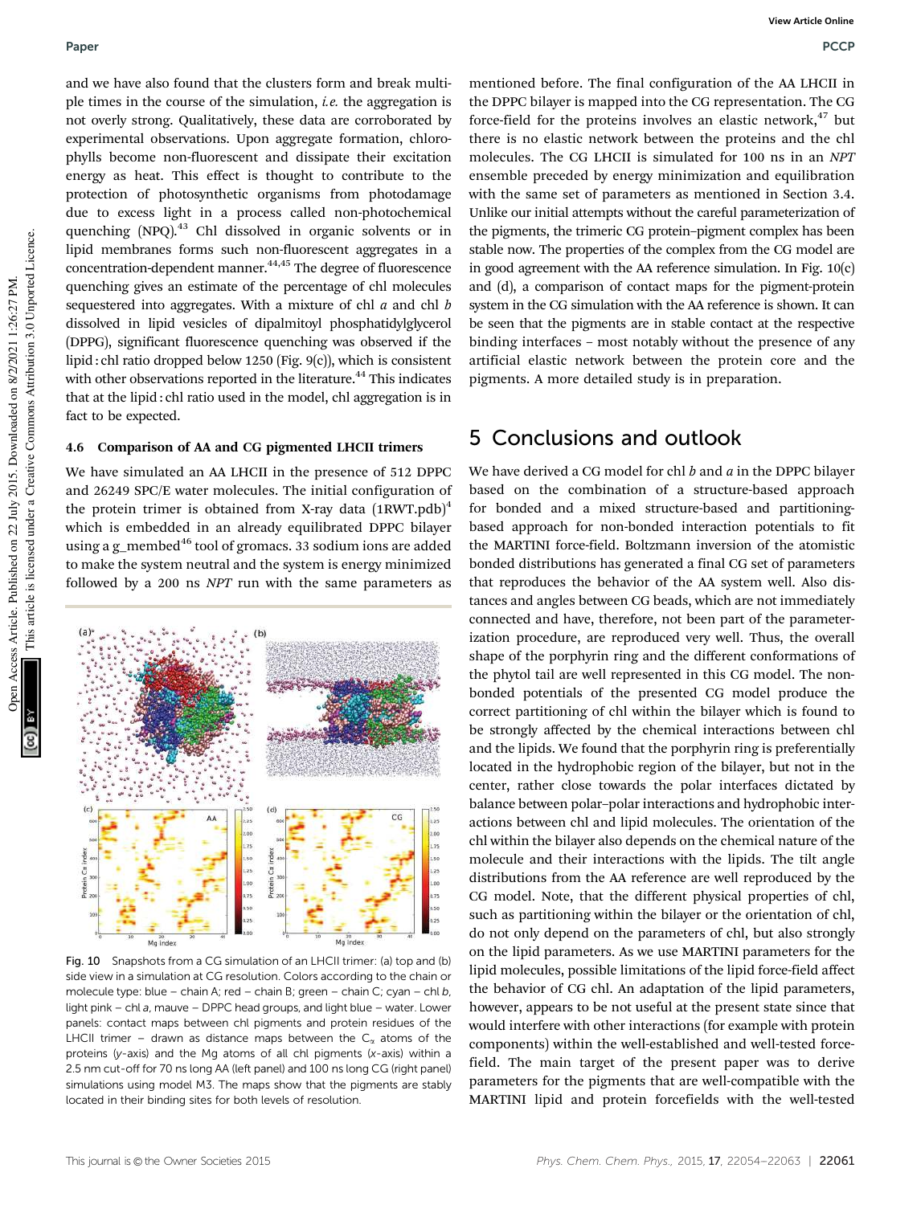and we have also found that the clusters form and break multiple times in the course of the simulation, *i.e.* the aggregation is not overly strong. Qualitatively, these data are corroborated by experimental observations. Upon aggregate formation, chlorophylls become non-fluorescent and dissipate their excitation energy as heat. This effect is thought to contribute to the protection of photosynthetic organisms from photodamage due to excess light in a process called non-photochemical quenching (NPQ).[43] Chl dissolved in organic solvents or in lipid membranes forms such non-fluorescent aggregates in a concentration-dependent manner.[44,45] The degree of fluorescence quenching gives an estimate of the percentage of chl molecules sequestered into aggregates. With a mixture of chl *a* and chl *b* dissolved in lipid vesicles of dipalmitoyl phosphatidylglycerol (DPPG), significant fluorescence quenching was observed if the lipid : chl ratio dropped below 1250 (Fig. 9(c)), which is consistent with other observations reported in the literature.[44] This indicates that at the lipid : chl ratio used in the model, chl aggregation is in fact to be expected.

### 4.6 Comparison of AA and CG pigmented LHCII trimers

We have simulated an AA LHCII in the presence of 512 DPPC and 26249 SPC/E water molecules. The initial configuration of the protein trimer is obtained from X-ray data (1RWT.pdb)[4] which is embedded in an already equilibrated DPPC bilayer using a g_membed[46] tool of gromacs. 33 sodium ions are added to make the system neutral and the system is energy minimized followed by a 200 ns *NPT* run with the same parameters as mentioned before. The final configuration of the AA LHCII in the DPPC bilayer is mapped into the CG representation. The CG force-field for the proteins involves an elastic network,[47] but there is no elastic network between the proteins and the chl molecules. The CG LHCII is simulated for 100 ns in an *NPT* ensemble preceded by energy minimization and equilibration with the same set of parameters as mentioned in Section 3.4. Unlike our initial attempts without the careful parameterization of the pigments, the trimeric CG protein–pigment complex has been stable now. The properties of the complex from the CG model are in good agreement with the AA reference simulation. In Fig. 10(c) and (d), a comparison of contact maps for the pigment-protein system in the CG simulation with the AA reference is shown. It can be seen that the pigments are in stable contact at the respective binding interfaces – most notably without the presence of any artificial elastic network between the protein core and the pigments. A more detailed study is in preparation.

Fig. 10 Snapshots from a CG simulation of an LHCII trimer: (a) top and (b) side view in a simulation at CG resolution. Colors according to the chain or molecule type: blue – chain A; red – chain B; green – chain C; cyan – chl *b*, light pink – chl *a*, mauve – DPPC head groups, and light blue – water. Lower panels: contact maps between chl pigments and protein residues of the LHCII trimer – drawn as distance maps between the $C_\alpha$ atoms of the proteins (*y*-axis) and the Mg atoms of all chl pigments (*x*-axis) within a 2.5 nm cut-off for 70 ns long AA (left panel) and 100 ns long CG (right panel) simulations using model M3. The maps show that the pigments are stably located in their binding sites for both levels of resolution.

## 5 Conclusions and outlook

We have derived a CG model for chl *b* and *a* in the DPPC bilayer based on the combination of a structure-based approach for bonded and a mixed structure-based and partitioning-based approach for non-bonded interaction potentials to fit the MARTINI force-field. Boltzmann inversion of the atomistic bonded distributions has generated a final CG set of parameters that reproduces the behavior of the AA system well. Also distances and angles between CG beads, which are not immediately connected and have, therefore, not been part of the parameterization procedure, are reproduced very well. Thus, the overall shape of the porphyrin ring and the different conformations of the phytol tail are well represented in this CG model. The non-bonded potentials of the presented CG model produce the correct partitioning of chl within the bilayer which is found to be strongly affected by the chemical interactions between chl and the lipids. We found that the porphyrin ring is preferentially located in the hydrophobic region of the bilayer, but not in the center, rather close towards the polar interfaces dictated by balance between polar–polar interactions and hydrophobic interactions between chl and lipid molecules. The orientation of the chl within the bilayer also depends on the chemical nature of the molecule and their interactions with the lipids. The tilt angle distributions from the AA reference are well reproduced by the CG model. Note, that the different physical properties of chl, such as partitioning within the bilayer or the orientation of chl, do not only depend on the parameters of chl, but also strongly on the lipid parameters. As we use MARTINI parameters for the lipid molecules, possible limitations of the lipid force-field affect the behavior of CG chl. An adaptation of the lipid parameters, however, appears to be not useful at the present state since that would interfere with other interactions (for example with protein components) within the well-established and well-tested force-field. The main target of the present paper was to derive parameters for the pigments that are well-compatible with the MARTINI lipid and protein forcefields with the well-tested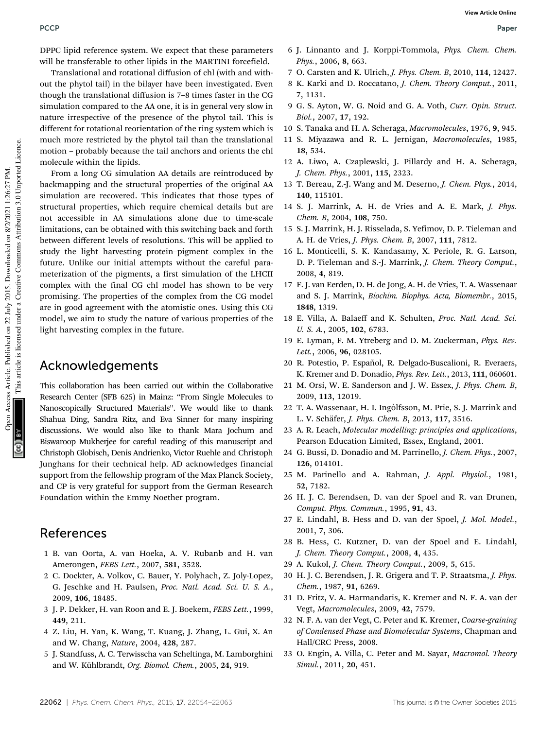DPPC lipid reference system. We expect that these parameters will be transferable to other lipids in the MARTINI forcefield.

Translational and rotational diffusion of chl (with and without the phytol tail) in the bilayer have been investigated. Even though the translational diffusion is 7–8 times faster in the CG simulation compared to the AA one, it is in general very slow in nature irrespective of the presence of the phytol tail. This is different for rotational reorientation of the ring system which is much more restricted by the phytol tail than the translational motion – probably because the tail anchors and orients the chl molecule within the lipids.

From a long CG simulation AA details are reintroduced by backmapping and the structural properties of the original AA simulation are recovered. This indicates that those types of structural properties, which require chemical details but are not accessible in AA simulations alone due to time-scale limitations, can be obtained with this switching back and forth between different levels of resolutions. This will be applied to study the light harvesting protein–pigment complex in the future. Unlike our initial attempts without the careful parameterization of the pigments, a first simulation of the LHCII complex with the final CG chl model has shown to be very promising. The properties of the complex from the CG model are in good agreement with the atomistic ones. Using this CG model, we aim to study the nature of various properties of the light harvesting complex in the future.

## Acknowledgements

This collaboration has been carried out within the Collaborative Research Center (SFB 625) in Mainz: "From Single Molecules to Nanoscopically Structured Materials". We would like to thank Shahua Ding, Sandra Ritz, and Eva Sinner for many inspiring discussions. We would also like to thank Mara Jochum and Biswaroop Mukherjee for careful reading of this manuscript and Christoph Globisch, Denis Andrienko, Victor Ruehle and Christoph Junghans for their technical help. AD acknowledges financial support from the fellowship program of the Max Planck Society, and CP is very grateful for support from the German Research Foundation within the Emmy Noether program.

## References

1 B. van Oorta, A. van Hoeka, A. V. Rubanb and H. van Amerongen, *FEBS Lett.*, 2007, **581**, 3528.
2 C. Dockter, A. Volkov, C. Bauer, Y. Polyhach, Z. Joly-Lopez, G. Jeschke and H. Paulsen, *Proc. Natl. Acad. Sci. U. S. A.*, 2009, **106**, 18485.
3 J. P. Dekker, H. van Roon and E. J. Boekem, *FEBS Lett.*, 1999, **449**, 211.
4 Z. Liu, H. Yan, K. Wang, T. Kuang, J. Zhang, L. Gui, X. An and W. Chang, *Nature*, 2004, **428**, 287.
5 J. Standfuss, A. C. Terwisscha van Scheltinga, M. Lamborghini and W. Kühlbrandt, *Org. Biomol. Chem.*, 2005, **24**, 919.
6 J. Linnanto and J. Korppi-Tommola, *Phys. Chem. Chem. Phys.*, 2006, **8**, 663.
7 O. Carsten and K. Ulrich, *J. Phys. Chem. B*, 2010, **114**, 12427.
8 K. Karki and D. Roccatano, *J. Chem. Theory Comput.*, 2011, **7**, 1131.
9 G. S. Ayton, W. G. Noid and G. A. Voth, *Curr. Opin. Struct. Biol.*, 2007, **17**, 192.
10 S. Tanaka and H. A. Scheraga, *Macromolecules*, 1976, **9**, 945.
11 S. Miyazawa and R. L. Jernigan, *Macromolecules*, 1985, **18**, 534.
12 A. Liwo, A. Czaplewski, J. Pillardy and H. A. Scheraga, *J. Chem. Phys.*, 2001, **115**, 2323.
13 T. Bereau, Z.-J. Wang and M. Deserno, *J. Chem. Phys.*, 2014, **140**, 115101.
14 S. J. Marrink, A. H. de Vries and A. E. Mark, *J. Phys. Chem. B*, 2004, **108**, 750.
15 S. J. Marrink, H. J. Risselada, S. Yefimov, D. P. Tieleman and A. H. de Vries, *J. Phys. Chem. B*, 2007, **111**, 7812.
16 L. Monticelli, S. K. Kandasamy, X. Periole, R. G. Larson, D. P. Tieleman and S.-J. Marrink, *J. Chem. Theory Comput.*, 2008, **4**, 819.
17 F. J. van Eerden, D. H. de Jong, A. H. de Vries, T. A. Wassenaar and S. J. Marrink, *Biochim. Biophys. Acta, Biomembr.*, 2015, **1848**, 1319.
18 E. Villa, A. Balaeff and K. Schulten, *Proc. Natl. Acad. Sci. U. S. A.*, 2005, **102**, 6783.
19 E. Lyman, F. M. Ytreberg and D. M. Zuckerman, *Phys. Rev. Lett.*, 2006, **96**, 028105.
20 R. Potestio, P. Español, R. Delgado-Buscalioni, R. Everaers, K. Kremer and D. Donadio, *Phys. Rev. Lett.*, 2013, **111**, 060601.
21 M. Orsi, W. E. Sanderson and J. W. Essex, *J. Phys. Chem. B*, 2009, **113**, 12019.
22 T. A. Wassenaar, H. I. Ingòlfsson, M. Prie, S. J. Marrink and L. V. Schäfer, *J. Phys. Chem. B*, 2013, **117**, 3516.
23 A. R. Leach, *Molecular modelling: principles and applications*, Pearson Education Limited, Essex, England, 2001.
24 G. Bussi, D. Donadio and M. Parrinello, *J. Chem. Phys.*, 2007, **126**, 014101.
25 M. Parinello and A. Rahman, *J. Appl. Physiol.*, 1981, **52**, 7182.
26 H. J. C. Berendsen, D. van der Spoel and R. van Drunen, *Comput. Phys. Commun.*, 1995, **91**, 43.
27 E. Lindahl, B. Hess and D. van der Spoel, *J. Mol. Model.*, 2001, **7**, 306.
28 B. Hess, C. Kutzner, D. van der Spoel and E. Lindahl, *J. Chem. Theory Comput.*, 2008, **4**, 435.
29 A. Kukol, *J. Chem. Theory Comput.*, 2009, **5**, 615.
30 H. J. C. Berendsen, J. R. Grigera and T. P. Straatsma, *J. Phys. Chem.*, 1987, **91**, 6269.
31 D. Fritz, V. A. Harmandaris, K. Kremer and N. F. A. van der Vegt, *Macromolecules*, 2009, **42**, 7579.
32 N. F. A. van der Vegt, C. Peter and K. Kremer, *Coarse-graining of Condensed Phase and Biomolecular Systems*, Chapman and Hall/CRC Press, 2008.
33 O. Engin, A. Villa, C. Peter and M. Sayar, *Macromol. Theory Simul.*, 2011, **20**, 451.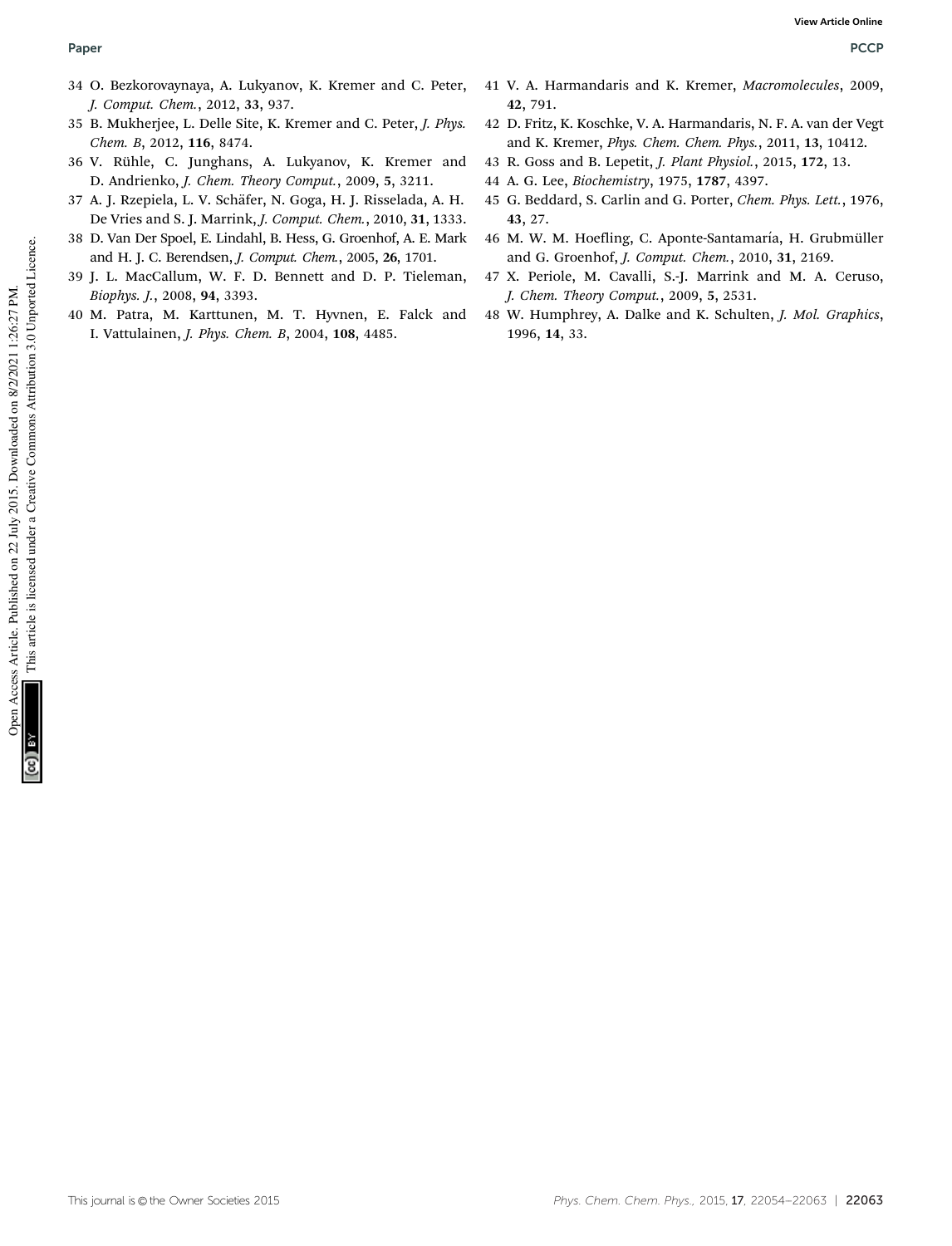34 O. Bezkorovaynaya, A. Lukyanov, K. Kremer and C. Peter, *J. Comput. Chem.*, 2012, **33**, 937.

35 B. Mukherjee, L. Delle Site, K. Kremer and C. Peter, *J. Phys. Chem. B*, 2012, **116**, 8474.

36 V. Rühle, C. Junghans, A. Lukyanov, K. Kremer and D. Andrienko, *J. Chem. Theory Comput.*, 2009, **5**, 3211.

37 A. J. Rzepiela, L. V. Schäfer, N. Goga, H. J. Risselada, A. H. De Vries and S. J. Marrink, *J. Comput. Chem.*, 2010, **31**, 1333.

38 D. Van Der Spoel, E. Lindahl, B. Hess, G. Groenhof, A. E. Mark and H. J. C. Berendsen, *J. Comput. Chem.*, 2005, **26**, 1701.

39 J. L. MacCallum, W. F. D. Bennett and D. P. Tieleman, *Biophys. J.*, 2008, **94**, 3393.

40 M. Patra, M. Karttunen, M. T. Hyvnen, E. Falck and I. Vattulainen, *J. Phys. Chem. B*, 2004, **108**, 4485.

41 V. A. Harmandaris and K. Kremer, *Macromolecules*, 2009, **42**, 791.

42 D. Fritz, K. Koschke, V. A. Harmandaris, N. F. A. van der Vegt and K. Kremer, *Phys. Chem. Chem. Phys.*, 2011, **13**, 10412.

43 R. Goss and B. Lepetit, *J. Plant Physiol.*, 2015, **172**, 13.

44 A. G. Lee, *Biochemistry*, 1975, **1787**, 4397.

45 G. Beddard, S. Carlin and G. Porter, *Chem. Phys. Lett.*, 1976, **43**, 27.

46 M. W. M. Hoefling, C. Aponte-Santamaría, H. Grubmüller and G. Groenhof, *J. Comput. Chem.*, 2010, **31**, 2169.

47 X. Periole, M. Cavalli, S.-J. Marrink and M. A. Ceruso, *J. Chem. Theory Comput.*, 2009, **5**, 2531.

48 W. Humphrey, A. Dalke and K. Schulten, *J. Mol. Graphics*, 1996, **14**, 33.